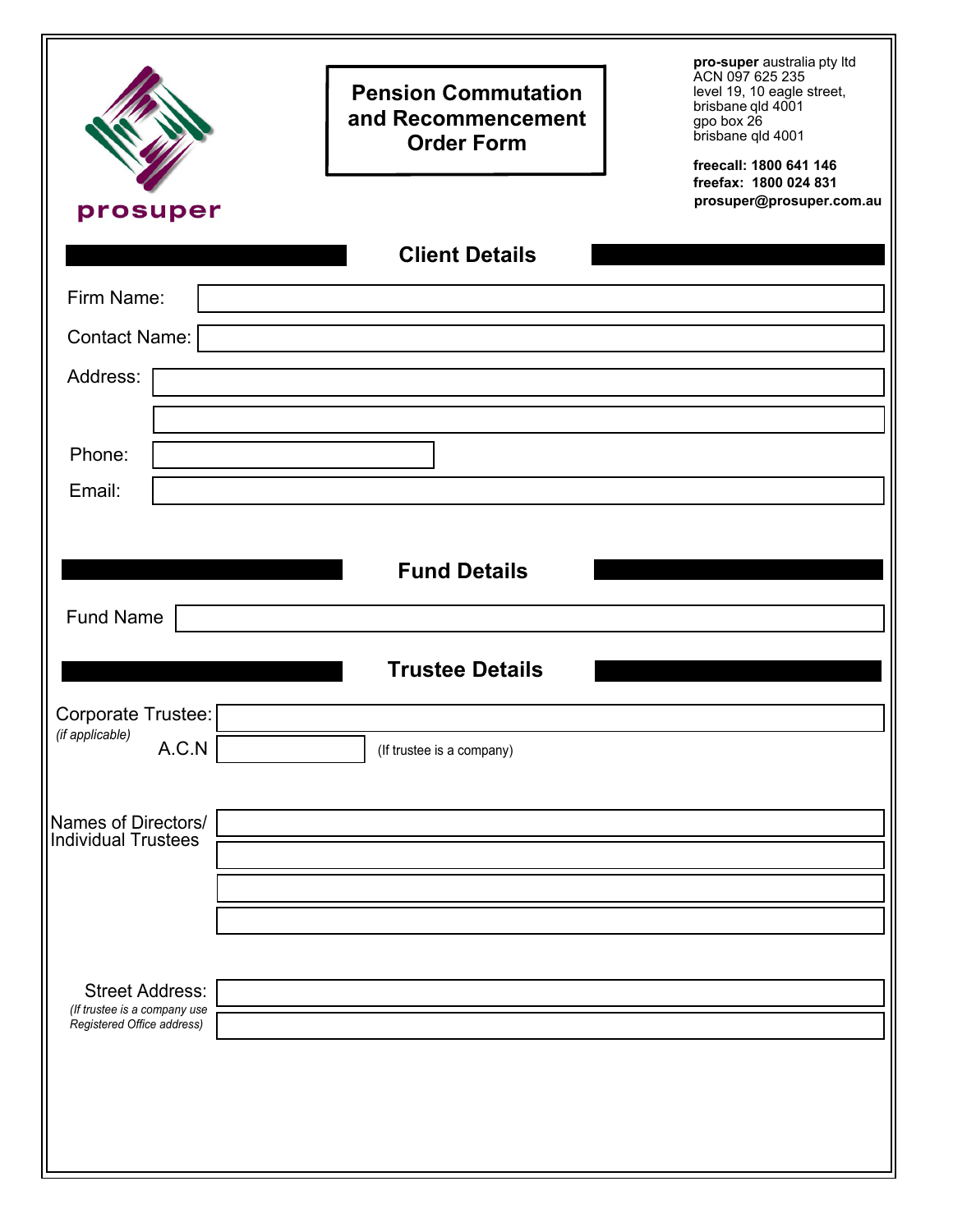prosuper

# Pension Commutation and Recommencement Order Form

**pro-super** australia pty ltd
ACN 097 625 235
level 19, 10 eagle street,
brisbane qld 4001
gpo box 26
brisbane qld 4001

**freecall: 1800 641 146**
**freefax: 1800 024 831**
**prosuper@prosuper.com.au**

## Client Details

Firm Name:

Contact Name:

Address:

Phone:

Email:

## Fund Details

Fund Name

## Trustee Details

Corporate Trustee:
*(if applicable)*

A.C.N (If trustee is a company)

Names of Directors/ Individual Trustees

Street Address:
*(If trustee is a company use Registered Office address)*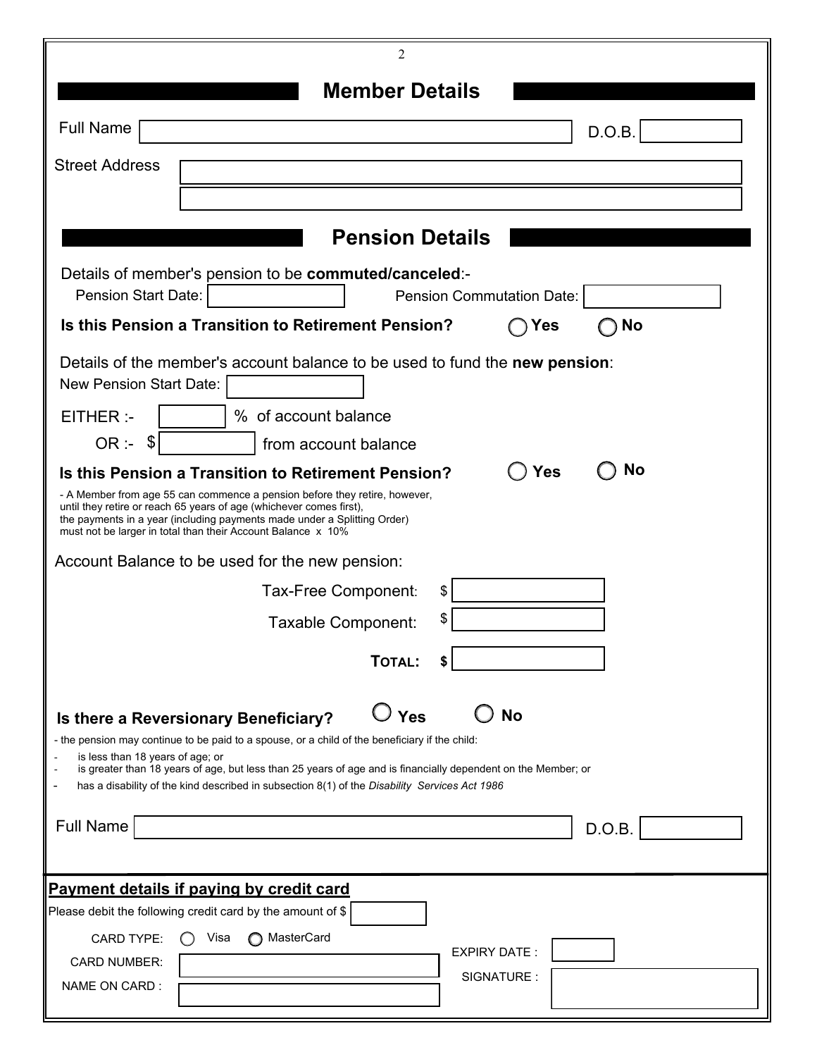## Member Details

Full Name ____________________ D.O.B. __________

Street Address ____________________

____________________

## Pension Details

Details of member's pension to be **commuted/canceled**:-

Pension Start Date: __________ Pension Commutation Date: __________

**Is this Pension a Transition to Retirement Pension?** ◯ **Yes** ◯ **No**

Details of the member's account balance to be used to fund the **new pension**:

New Pension Start Date: __________

EITHER :- ______ % of account balance

OR :- $ ______ from account balance

**Is this Pension a Transition to Retirement Pension?** ◯ **Yes** ◯ **No**

- A Member from age 55 can commence a pension before they retire, however, until they retire or reach 65 years of age (whichever comes first), the payments in a year (including payments made under a Splitting Order) must not be larger in total than their Account Balance x 10%

Account Balance to be used for the new pension:

Tax-Free Component: $ __________

Taxable Component: $ __________

**TOTAL: $** __________

**Is there a Reversionary Beneficiary?** ◯ **Yes** ◯ **No**

- the pension may continue to be paid to a spouse, or a child of the beneficiary if the child:
- is less than 18 years of age; or
- is greater than 18 years of age, but less than 25 years of age and is financially dependent on the Member; or
- has a disability of the kind described in subsection 8(1) of the *Disability Services Act 1986*

Full Name ____________________ D.O.B. __________

**Payment details if paying by credit card**

Please debit the following credit card by the amount of $ __________

CARD TYPE: ◯ Visa ◯ MasterCard

EXPIRY DATE : __________

CARD NUMBER: ____________________

SIGNATURE : ____________________

NAME ON CARD : ____________________